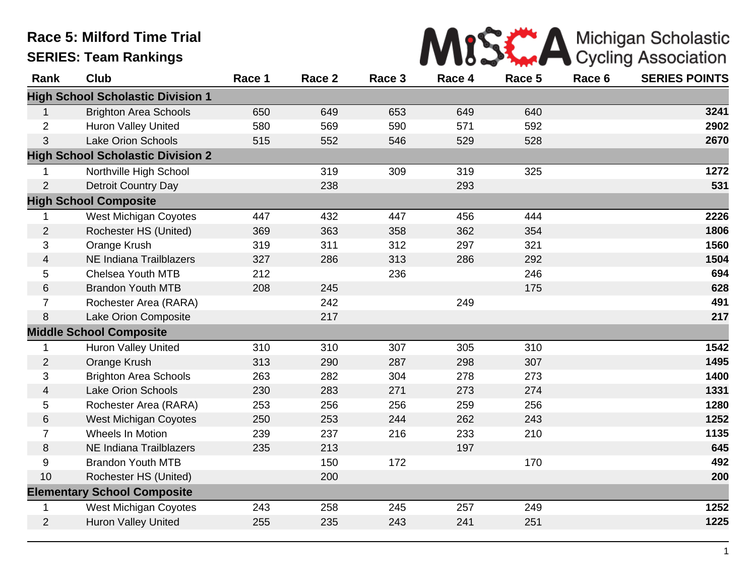# Race 5: Milford Time Trial

## SERIES: Team Rankings

Michigan Scholastic Cycling Association

| Rank | Club | Race 1 | Race 2 | Race 3 | Race 4 | Race 5 | Race 6 | SERIES POINTS |
|---|---|---|---|---|---|---|---|---|
| **High School Scholastic Division 1** | | | | | | | | |
| 1 | Brighton Area Schools | 650 | 649 | 653 | 649 | 640 | | **3241** |
| 2 | Huron Valley United | 580 | 569 | 590 | 571 | 592 | | **2902** |
| 3 | Lake Orion Schools | 515 | 552 | 546 | 529 | 528 | | **2670** |
| **High School Scholastic Division 2** | | | | | | | | |
| 1 | Northville High School | | 319 | 309 | 319 | 325 | | **1272** |
| 2 | Detroit Country Day | | 238 | | 293 | | | **531** |
| **High School Composite** | | | | | | | | |
| 1 | West Michigan Coyotes | 447 | 432 | 447 | 456 | 444 | | **2226** |
| 2 | Rochester HS (United) | 369 | 363 | 358 | 362 | 354 | | **1806** |
| 3 | Orange Krush | 319 | 311 | 312 | 297 | 321 | | **1560** |
| 4 | NE Indiana Trailblazers | 327 | 286 | 313 | 286 | 292 | | **1504** |
| 5 | Chelsea Youth MTB | 212 | | 236 | | 246 | | **694** |
| 6 | Brandon Youth MTB | 208 | 245 | | | 175 | | **628** |
| 7 | Rochester Area (RARA) | | 242 | | 249 | | | **491** |
| 8 | Lake Orion Composite | | 217 | | | | | **217** |
| **Middle School Composite** | | | | | | | | |
| 1 | Huron Valley United | 310 | 310 | 307 | 305 | 310 | | **1542** |
| 2 | Orange Krush | 313 | 290 | 287 | 298 | 307 | | **1495** |
| 3 | Brighton Area Schools | 263 | 282 | 304 | 278 | 273 | | **1400** |
| 4 | Lake Orion Schools | 230 | 283 | 271 | 273 | 274 | | **1331** |
| 5 | Rochester Area (RARA) | 253 | 256 | 256 | 259 | 256 | | **1280** |
| 6 | West Michigan Coyotes | 250 | 253 | 244 | 262 | 243 | | **1252** |
| 7 | Wheels In Motion | 239 | 237 | 216 | 233 | 210 | | **1135** |
| 8 | NE Indiana Trailblazers | 235 | 213 | | 197 | | | **645** |
| 9 | Brandon Youth MTB | | 150 | 172 | | 170 | | **492** |
| 10 | Rochester HS (United) | | 200 | | | | | **200** |
| **Elementary School Composite** | | | | | | | | |
| 1 | West Michigan Coyotes | 243 | 258 | 245 | 257 | 249 | | **1252** |
| 2 | Huron Valley United | 255 | 235 | 243 | 241 | 251 | | **1225** |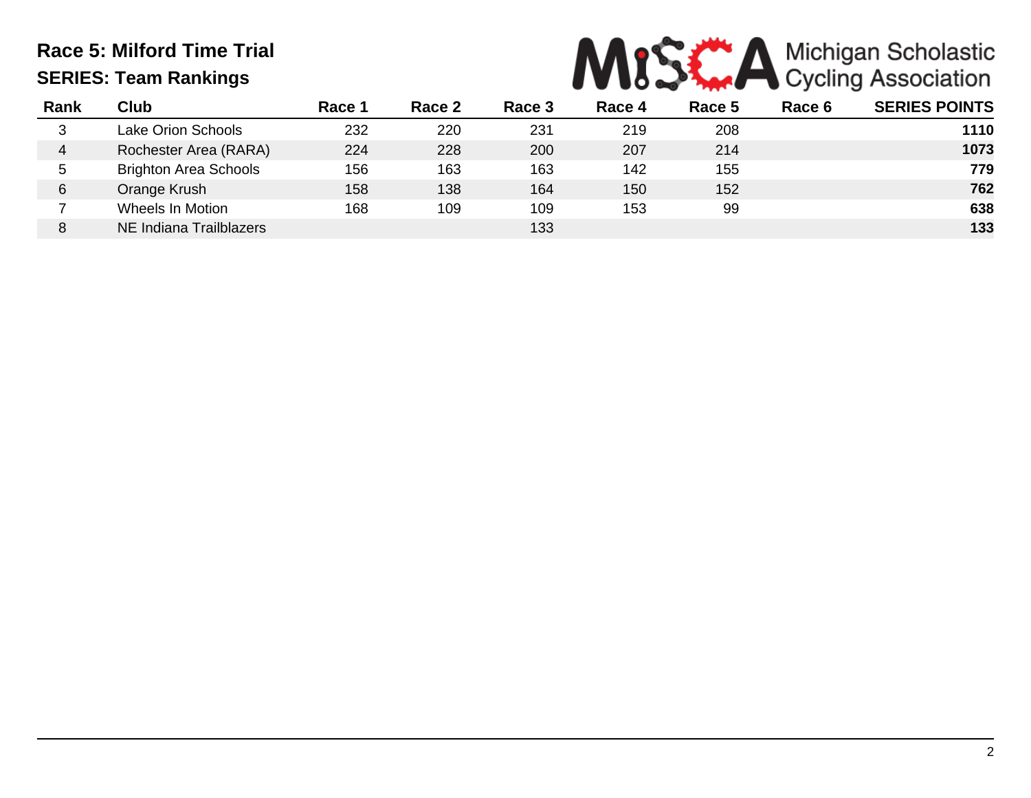# Race 5: Milford Time Trial

## SERIES: Team Rankings

Michigan Scholastic Cycling Association

| Rank | Club | Race 1 | Race 2 | Race 3 | Race 4 | Race 5 | Race 6 | SERIES POINTS |
|---|---|---|---|---|---|---|---|---|
| 3 | Lake Orion Schools | 232 | 220 | 231 | 219 | 208 | | **1110** |
| 4 | Rochester Area (RARA) | 224 | 228 | 200 | 207 | 214 | | **1073** |
| 5 | Brighton Area Schools | 156 | 163 | 163 | 142 | 155 | | **779** |
| 6 | Orange Krush | 158 | 138 | 164 | 150 | 152 | | **762** |
| 7 | Wheels In Motion | 168 | 109 | 109 | 153 | 99 | | **638** |
| 8 | NE Indiana Trailblazers | | | 133 | | | | **133** |